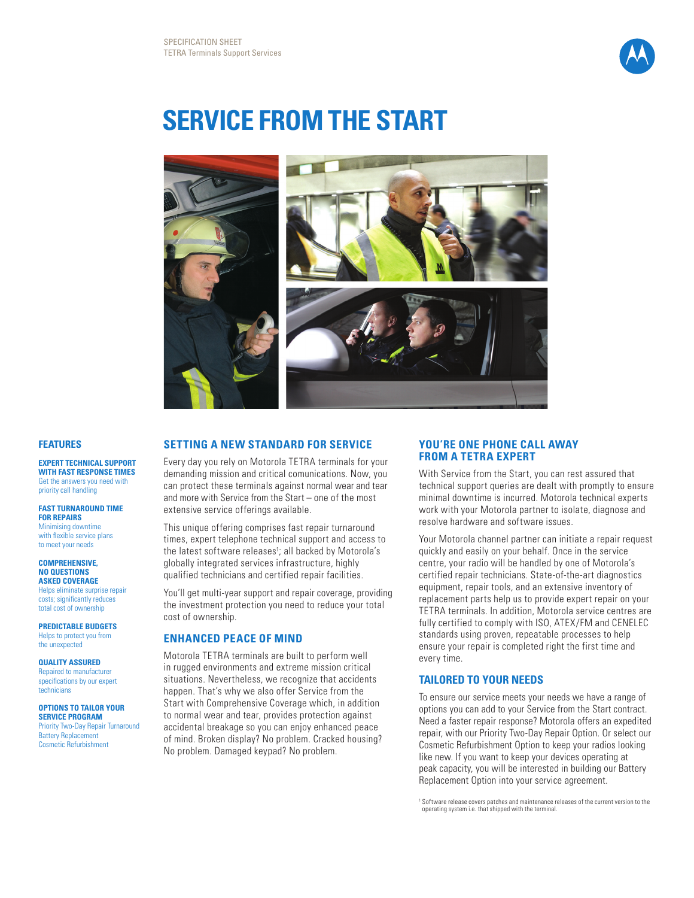SPECIFICATION SHEET
TETRA Terminals Support Services

# SERVICE FROM THE START

## FEATURES

**EXPERT TECHNICAL SUPPORT WITH FAST RESPONSE TIMES**
Get the answers you need with priority call handling

**FAST TURNAROUND TIME FOR REPAIRS**
Minimising downtime with flexible service plans to meet your needs

**COMPREHENSIVE, NO QUESTIONS ASKED COVERAGE**
Helps eliminate surprise repair costs; significantly reduces total cost of ownership

**PREDICTABLE BUDGETS**
Helps to protect you from the unexpected

**QUALITY ASSURED**
Repaired to manufacturer specifications by our expert technicians

**OPTIONS TO TAILOR YOUR SERVICE PROGRAM**
Priority Two-Day Repair Turnaround
Battery Replacement
Cosmetic Refurbishment

## SETTING A NEW STANDARD FOR SERVICE

Every day you rely on Motorola TETRA terminals for your demanding mission and critical comunications. Now, you can protect these terminals against normal wear and tear and more with Service from the Start – one of the most extensive service offerings available.

This unique offering comprises fast repair turnaround times, expert telephone technical support and access to the latest software releases[1]; all backed by Motorola's globally integrated services infrastructure, highly qualified technicians and certified repair facilities.

You'll get multi-year support and repair coverage, providing the investment protection you need to reduce your total cost of ownership.

## ENHANCED PEACE OF MIND

Motorola TETRA terminals are built to perform well in rugged environments and extreme mission critical situations. Nevertheless, we recognize that accidents happen. That's why we also offer Service from the Start with Comprehensive Coverage which, in addition to normal wear and tear, provides protection against accidental breakage so you can enjoy enhanced peace of mind. Broken display? No problem. Cracked housing? No problem. Damaged keypad? No problem.

## YOU'RE ONE PHONE CALL AWAY FROM A TETRA EXPERT

With Service from the Start, you can rest assured that technical support queries are dealt with promptly to ensure minimal downtime is incurred. Motorola technical experts work with your Motorola partner to isolate, diagnose and resolve hardware and software issues.

Your Motorola channel partner can initiate a repair request quickly and easily on your behalf. Once in the service centre, your radio will be handled by one of Motorola's certified repair technicians. State-of-the-art diagnostics equipment, repair tools, and an extensive inventory of replacement parts help us to provide expert repair on your TETRA terminals. In addition, Motorola service centres are fully certified to comply with ISO, ATEX/FM and CENELEC standards using proven, repeatable processes to help ensure your repair is completed right the first time and every time.

## TAILORED TO YOUR NEEDS

To ensure our service meets your needs we have a range of options you can add to your Service from the Start contract. Need a faster repair response? Motorola offers an expedited repair, with our Priority Two-Day Repair Option. Or select our Cosmetic Refurbishment Option to keep your radios looking like new. If you want to keep your devices operating at peak capacity, you will be interested in building our Battery Replacement Option into your service agreement.

[1] Software release covers patches and maintenance releases of the current version to the operating system i.e. that shipped with the terminal.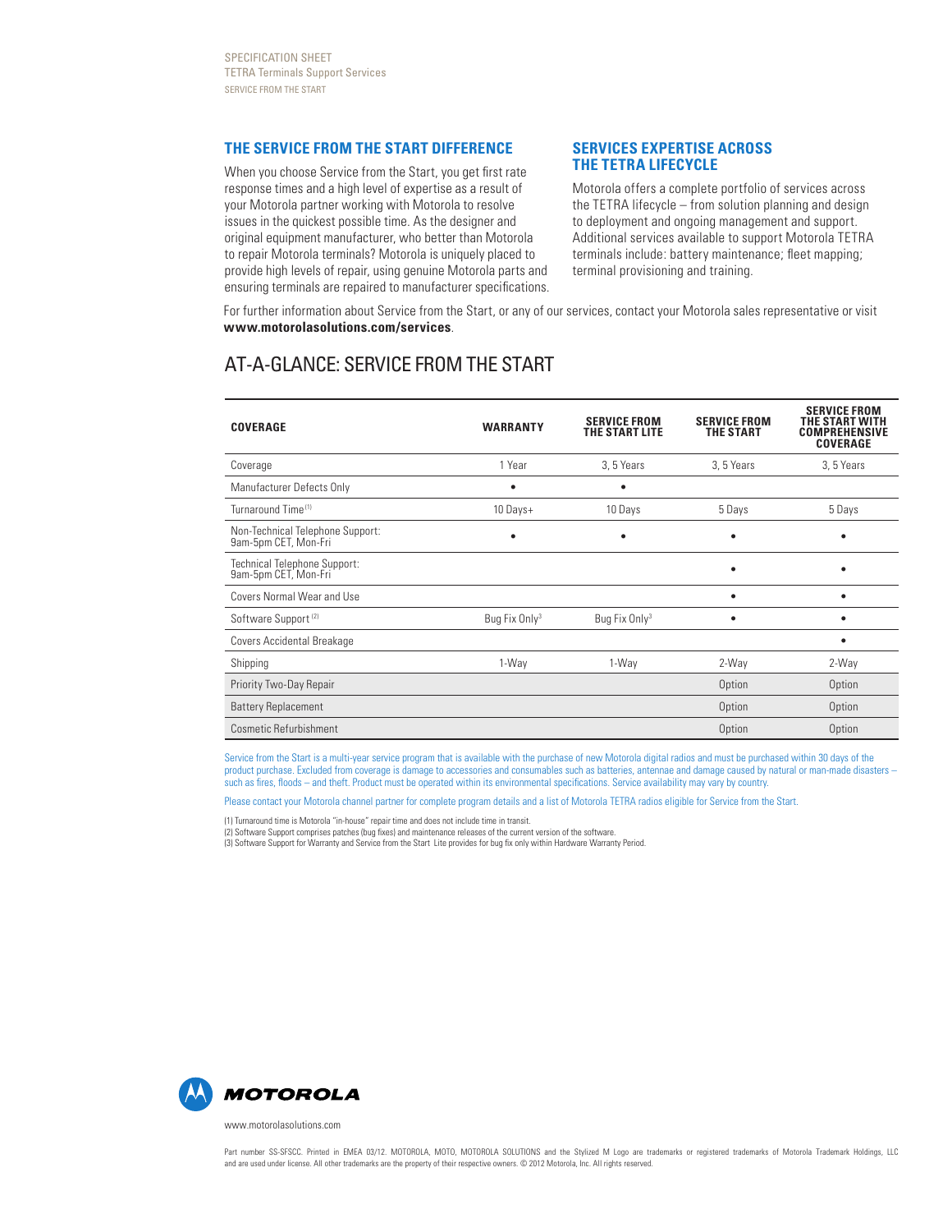## THE SERVICE FROM THE START DIFFERENCE

When you choose Service from the Start, you get first rate response times and a high level of expertise as a result of your Motorola partner working with Motorola to resolve issues in the quickest possible time. As the designer and original equipment manufacturer, who better than Motorola to repair Motorola terminals? Motorola is uniquely placed to provide high levels of repair, using genuine Motorola parts and ensuring terminals are repaired to manufacturer specifications.

## SERVICES EXPERTISE ACROSS THE TETRA LIFECYCLE

Motorola offers a complete portfolio of services across the TETRA lifecycle – from solution planning and design to deployment and ongoing management and support. Additional services available to support Motorola TETRA terminals include: battery maintenance; fleet mapping; terminal provisioning and training.

For further information about Service from the Start, or any of our services, contact your Motorola sales representative or visit **www.motorolasolutions.com/services**.

# AT-A-GLANCE: SERVICE FROM THE START

| COVERAGE | WARRANTY | SERVICE FROM THE START LITE | SERVICE FROM THE START | SERVICE FROM THE START WITH COMPREHENSIVE COVERAGE |
|---|---|---|---|---|
| Coverage | 1 Year | 3, 5 Years | 3, 5 Years | 3, 5 Years |
| Manufacturer Defects Only | • | • | | |
| Turnaround Time[(1)] | 10 Days+ | 10 Days | 5 Days | 5 Days |
| Non-Technical Telephone Support: 9am-5pm CET, Mon-Fri | • | • | • | • |
| Technical Telephone Support: 9am-5pm CET, Mon-Fri | | | • | • |
| Covers Normal Wear and Use | | | • | • |
| Software Support[(2)] | Bug Fix Only[3] | Bug Fix Only[3] | • | • |
| Covers Accidental Breakage | | | | • |
| Shipping | 1-Way | 1-Way | 2-Way | 2-Way |
| Priority Two-Day Repair | | | Option | Option |
| Battery Replacement | | | Option | Option |
| Cosmetic Refurbishment | | | Option | Option |

Service from the Start is a multi-year service program that is available with the purchase of new Motorola digital radios and must be purchased within 30 days of the product purchase. Excluded from coverage is damage to accessories and consumables such as batteries, antennae and damage caused by natural or man-made disasters – such as fires, floods – and theft. Product must be operated within its environmental specifications. Service availability may vary by country.

Please contact your Motorola channel partner for complete program details and a list of Motorola TETRA radios eligible for Service from the Start.

(1) Turnaround time is Motorola "in-house" repair time and does not include time in transit.
(2) Software Support comprises patches (bug fixes) and maintenance releases of the current version of the software.
(3) Software Support for Warranty and Service from the Start Lite provides for bug fix only within Hardware Warranty Period.

MOTOROLA

www.motorolasolutions.com

Part number SS-SFSCC. Printed in EMEA 03/12. MOTOROLA, MOTO, MOTOROLA SOLUTIONS and the Stylized M Logo are trademarks or registered trademarks of Motorola Trademark Holdings, LLC and are used under license. All other trademarks are the property of their respective owners. © 2012 Motorola, Inc. All rights reserved.